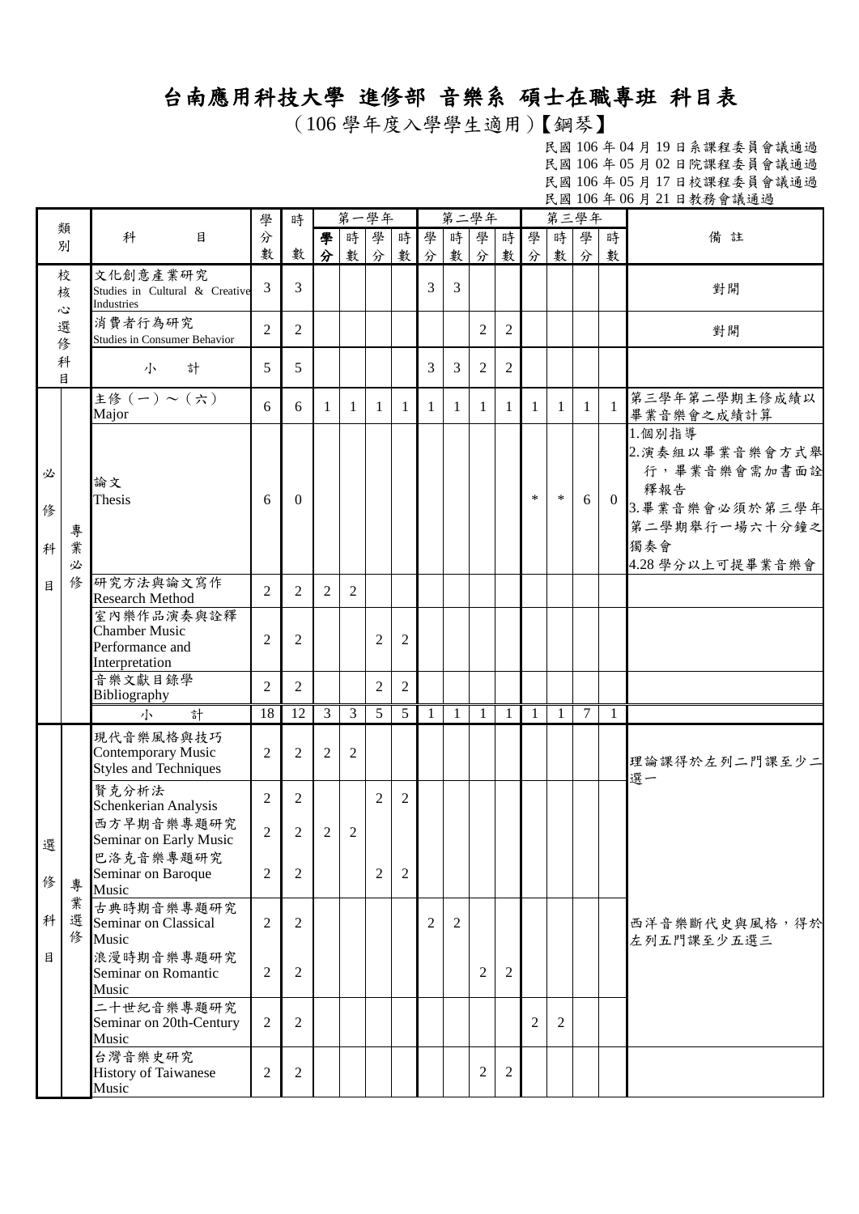# 台南應用科技大學 進修部 音樂系 碩士在職專班 科目表

（106 學年度入學學生適用）【鋼琴】

民國 106 年 04 月 19 日系課程委員會議通過
民國 106 年 05 月 02 日院課程委員會議通過
民國 106 年 05 月 17 日校課程委員會議通過
民國 106 年 06 月 21 日教務會議通過

| 類別 | | 科目 | 學分數 | 時數 | 第一學年 | | | | 第二學年 | | | | 第三學年 | | | | 備註 |
|---|---|---|---|---|---|---|---|---|---|---|---|---|---|---|---|---|---|
| | | | | | 學分 | 時數 | 學分 | 時數 | 學分 | 時數 | 學分 | 時數 | 學分 | 時數 | 學分 | 時數 | |
| 校核心選修科目 | | 文化創意產業研究 Studies in Cultural & Creative Industries | 3 | 3 | | | | | 3 | 3 | | | | | | | 對開 |
| | | 消費者行為研究 Studies in Consumer Behavior | 2 | 2 | | | | | | | 2 | 2 | | | | | 對開 |
| | | 小計 | 5 | 5 | | | | | 3 | 3 | 2 | 2 | | | | | |
| 必修科目 | 專業必修 | 主修（一）～（六） Major | 6 | 6 | 1 | 1 | 1 | 1 | 1 | 1 | 1 | 1 | 1 | 1 | 1 | 1 | 第三學年第二學期主修成績以畢業音樂會之成績計算 |
| | | 論文 Thesis | 6 | 0 | | | | | | | | | * | * | 6 | 0 | 1.個別指導<br>2.演奏組以畢業音樂會方式舉行，畢業音樂會需加書面詮釋報告<br>3.畢業音樂會必須於第三學年第二學期舉行一場六十分鐘之獨奏會<br>4.28 學分以上可提畢業音樂會 |
| | | 研究方法與論文寫作 Research Method | 2 | 2 | 2 | 2 | | | | | | | | | | | |
| | | 室內樂作品演奏與詮釋 Chamber Music Performance and Interpretation | 2 | 2 | | | 2 | 2 | | | | | | | | | |
| | | 音樂文獻目錄學 Bibliography | 2 | 2 | | | 2 | 2 | | | | | | | | | |
| | | 小計 | 18 | 12 | 3 | 3 | 5 | 5 | 1 | 1 | 1 | 1 | 1 | 1 | 7 | 1 | |
| 選修科目 | 專業選修 | 現代音樂風格與技巧 Contemporary Music Styles and Techniques | 2 | 2 | 2 | 2 | | | | | | | | | | | 理論課得於左列二門課至少二選一 |
| | | 賢克分析法 Schenkerian Analysis | 2 | 2 | | | 2 | 2 | | | | | | | | | |
| | | 西方早期音樂專題研究 Seminar on Early Music | 2 | 2 | 2 | 2 | | | | | | | | | | | 西洋音樂斷代史與風格，得於左列五門課至少五選三 |
| | | 巴洛克音樂專題研究 Seminar on Baroque Music | 2 | 2 | | | 2 | 2 | | | | | | | | | |
| | | 古典時期音樂專題研究 Seminar on Classical Music | 2 | 2 | | | | | 2 | 2 | | | | | | | |
| | | 浪漫時期音樂專題研究 Seminar on Romantic Music | 2 | 2 | | | | | | | 2 | 2 | | | | | |
| | | 二十世紀音樂專題研究 Seminar on 20th-Century Music | 2 | 2 | | | | | | | | | 2 | 2 | | | |
| | | 台灣音樂史研究 History of Taiwanese Music | 2 | 2 | | | | | | | 2 | 2 | | | | | |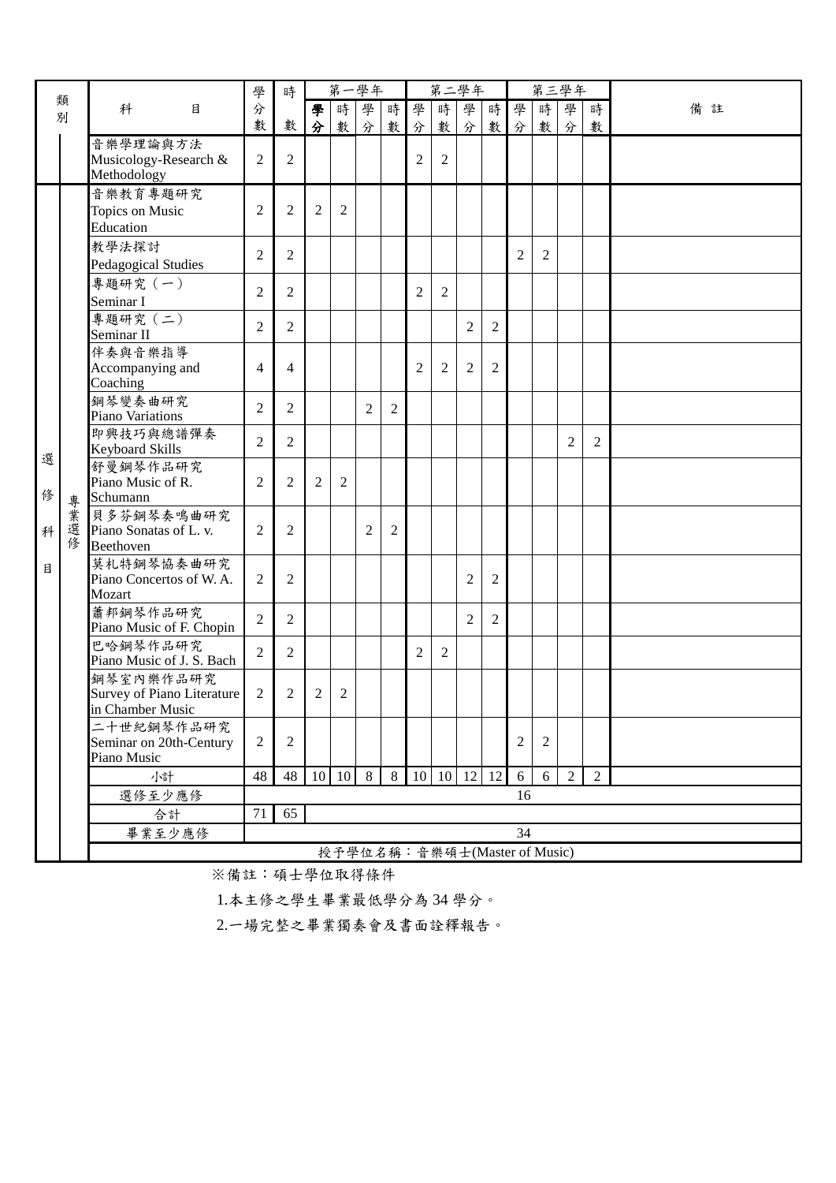| 類別 | | 科目 | 學分數 | 時數 | 第一學年 | | | | 第二學年 | | | | 第三學年 | | | | 備註 |
|---|---|---|---|---|---|---|---|---|---|---|---|---|---|---|---|---|---|
| | | | | | 學分 | 時數 | 學分 | 時數 | 學分 | 時數 | 學分 | 時數 | 學分 | 時數 | 學分 | 時數 | |
| | | 音樂學理論與方法 Musicology-Research & Methodology | 2 | 2 | | | | | 2 | 2 | | | | | | | |
| 選修科目 | 專業選修 | 音樂教育專題研究 Topics on Music Education | 2 | 2 | 2 | 2 | | | | | | | | | | | |
| | | 教學法探討 Pedagogical Studies | 2 | 2 | | | | | | | | | 2 | 2 | | | |
| | | 專題研究（一） Seminar I | 2 | 2 | | | | | 2 | 2 | | | | | | | |
| | | 專題研究（二） Seminar II | 2 | 2 | | | | | | | 2 | 2 | | | | | |
| | | 伴奏與音樂指導 Accompanying and Coaching | 4 | 4 | | | | | 2 | 2 | 2 | 2 | | | | | |
| | | 鋼琴變奏曲研究 Piano Variations | 2 | 2 | | | 2 | 2 | | | | | | | | | |
| | | 即興技巧與總譜彈奏 Keyboard Skills | 2 | 2 | | | | | | | | | | | 2 | 2 | |
| | | 舒曼鋼琴作品研究 Piano Music of R. Schumann | 2 | 2 | 2 | 2 | | | | | | | | | | | |
| | | 貝多芬鋼琴奏鳴曲研究 Piano Sonatas of L. v. Beethoven | 2 | 2 | | | 2 | 2 | | | | | | | | | |
| | | 莫札特鋼琴協奏曲研究 Piano Concertos of W. A. Mozart | 2 | 2 | | | | | | | 2 | 2 | | | | | |
| | | 蕭邦鋼琴作品研究 Piano Music of F. Chopin | 2 | 2 | | | | | | | 2 | 2 | | | | | |
| | | 巴哈鋼琴作品研究 Piano Music of J. S. Bach | 2 | 2 | | | | | 2 | 2 | | | | | | | |
| | | 鋼琴室內樂作品研究 Survey of Piano Literature in Chamber Music | 2 | 2 | 2 | 2 | | | | | | | | | | | |
| | | 二十世紀鋼琴作品研究 Seminar on 20th-Century Piano Music | 2 | 2 | | | | | | | | | 2 | 2 | | | |
| | | 小計 | 48 | 48 | 10 | 10 | 8 | 8 | 10 | 10 | 12 | 12 | 6 | 6 | 2 | 2 | |
| | | 選修至少應修 | 16 | | | | | | | | | | | | | | |
| | | 合計 | 71 | 65 | | | | | | | | | | | | | |
| | | 畢業至少應修 | 34 | | | | | | | | | | | | | | |
| | | 授予學位名稱：音樂碩士(Master of Music) | | | | | | | | | | | | | | | |

※備註：碩士學位取得條件

1.本主修之學生畢業最低學分為 34 學分。

2.一場完整之畢業獨奏會及書面詮釋報告。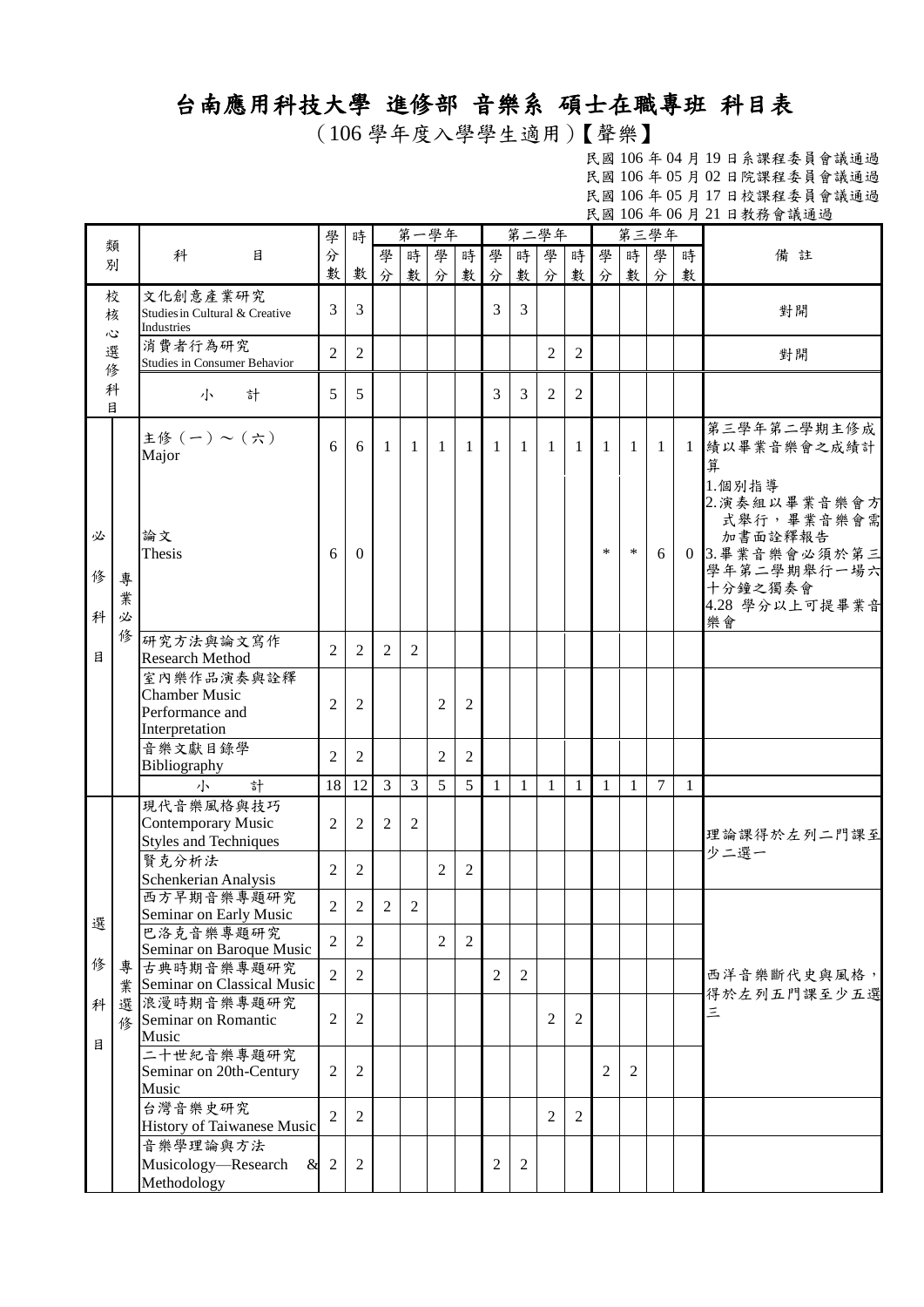# 台南應用科技大學 進修部 音樂系 碩士在職專班 科目表

（106 學年度入學學生適用）【聲樂】

民國 106 年 04 月 19 日系課程委員會議通過
民國 106 年 05 月 02 日院課程委員會議通過
民國 106 年 05 月 17 日校課程委員會議通過
民國 106 年 06 月 21 日教務會議通過

| 類別 | | 科目 | 學分數 | 時數 | 第一學年 | | | | 第二學年 | | | | 第三學年 | | | | 備註 |
|---|---|---|---|---|---|---|---|---|---|---|---|---|---|---|---|---|---|
| | | | | | 學分 | 時數 | 學分 | 時數 | 學分 | 時數 | 學分 | 時數 | 學分 | 時數 | 學分 | 時數 | |
| 校核心選修科目 | | 文化創意產業研究 Studies in Cultural & Creative Industries | 3 | 3 | | | | | 3 | 3 | | | | | | | 對開 |
| | | 消費者行為研究 Studies in Consumer Behavior | 2 | 2 | | | | | | | 2 | 2 | | | | | 對開 |
| | | 小計 | 5 | 5 | | | | | 3 | 3 | 2 | 2 | | | | | |
| 必修科目 | 專業必修 | 主修（一）～（六） Major | 6 | 6 | 1 | 1 | 1 | 1 | 1 | 1 | 1 | 1 | 1 | 1 | 1 | 1 | 第三學年第二學期主修成績以畢業音樂會之成績計算 |
| | | 論文 Thesis | 6 | 0 | | | | | | | | | * | * | 6 | 0 | 1.個別指導 2.演奏組以畢業音樂會方式舉行，畢業音樂會需加書面詮釋報告 3.畢業音樂會必須於第三學年第二學期舉行一場六十分鐘之獨奏會 4.28 學分以上可提畢業音樂會 |
| | | 研究方法與論文寫作 Research Method | 2 | 2 | 2 | 2 | | | | | | | | | | | |
| | | 室內樂作品演奏與詮釋 Chamber Music Performance and Interpretation | 2 | 2 | | | 2 | 2 | | | | | | | | | |
| | | 音樂文獻目錄學 Bibliography | 2 | 2 | | | 2 | 2 | | | | | | | | | |
| | | 小計 | 18 | 12 | 3 | 3 | 5 | 5 | 1 | 1 | 1 | 1 | 1 | 1 | 7 | 1 | |
| 選修科目 | 專業選修 | 現代音樂風格與技巧 Contemporary Music Styles and Techniques | 2 | 2 | 2 | 2 | | | | | | | | | | | 理論課得於左列二門課至少二選一 |
| | | 賢克分析法 Schenkerian Analysis | 2 | 2 | | | 2 | 2 | | | | | | | | | |
| | | 西方早期音樂專題研究 Seminar on Early Music | 2 | 2 | 2 | 2 | | | | | | | | | | | 西洋音樂斷代史與風格，得於左列五門課至少五選三 |
| | | 巴洛克音樂專題研究 Seminar on Baroque Music | 2 | 2 | | | 2 | 2 | | | | | | | | | |
| | | 古典時期音樂專題研究 Seminar on Classical Music | 2 | 2 | | | | | 2 | 2 | | | | | | | |
| | | 浪漫時期音樂專題研究 Seminar on Romantic Music | 2 | 2 | | | | | | | 2 | 2 | | | | | |
| | | 二十世紀音樂專題研究 Seminar on 20th-Century Music | 2 | 2 | | | | | | | | | 2 | 2 | | | |
| | | 台灣音樂史研究 History of Taiwanese Music | 2 | 2 | | | | | | | 2 | 2 | | | | | |
| | | 音樂學理論與方法 Musicology—Research & Methodology | 2 | 2 | | | | | 2 | 2 | | | | | | | |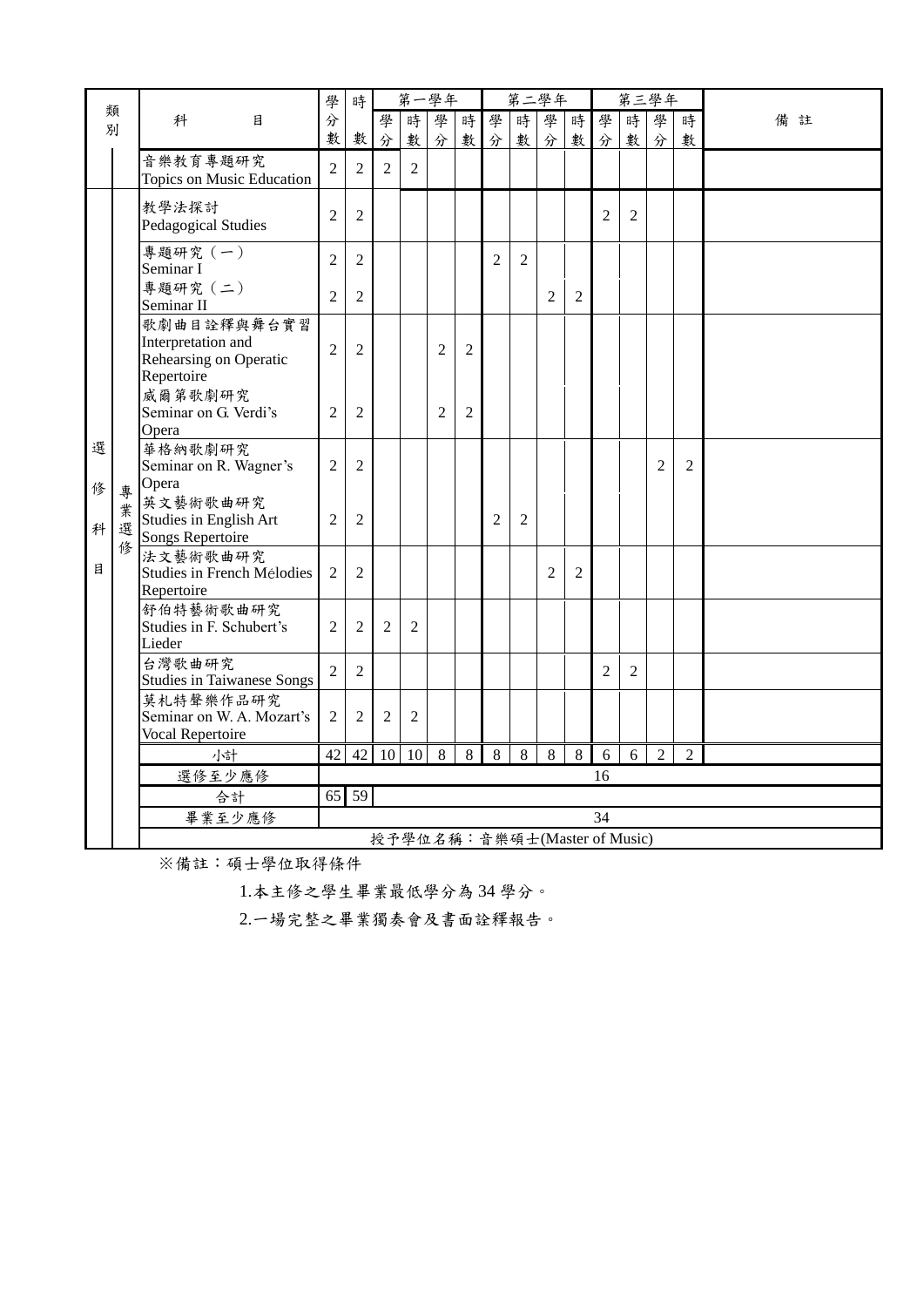| 類別 | | 科目 | 學分數 | 時數 | 第一學年 | | | | 第二學年 | | | | 第三學年 | | | | 備註 |
|---|---|---|---|---|---|---|---|---|---|---|---|---|---|---|---|---|---|
| | | | | | 學分 | 時數 | 學分 | 時數 | 學分 | 時數 | 學分 | 時數 | 學分 | 時數 | 學分 | 時數 | |
| | | 音樂教育專題研究 Topics on Music Education | 2 | 2 | 2 | 2 | | | | | | | | | | | |
| 選修科目 | 專業選修 | 教學法探討 Pedagogical Studies | 2 | 2 | | | | | | | | | 2 | 2 | | | |
| | | 專題研究（一） Seminar I | 2 | 2 | | | | | 2 | 2 | | | | | | | |
| | | 專題研究（二） Seminar II | 2 | 2 | | | | | | | 2 | 2 | | | | | |
| | | 歌劇曲目詮釋與舞台實習 Interpretation and Rehearsing on Operatic Repertoire | 2 | 2 | | | 2 | 2 | | | | | | | | | |
| | | 威爾第歌劇研究 Seminar on G. Verdi's Opera | 2 | 2 | | | 2 | 2 | | | | | | | | | |
| | | 華格納歌劇研究 Seminar on R. Wagner's Opera | 2 | 2 | | | | | | | | | | | 2 | 2 | |
| | | 英文藝術歌曲研究 Studies in English Art Songs Repertoire | 2 | 2 | | | | | 2 | 2 | | | | | | | |
| | | 法文藝術歌曲研究 Studies in French Mélodies Repertoire | 2 | 2 | | | | | | | 2 | 2 | | | | | |
| | | 舒伯特藝術歌曲研究 Studies in F. Schubert's Lieder | 2 | 2 | 2 | 2 | | | | | | | | | | | |
| | | 台灣歌曲研究 Studies in Taiwanese Songs | 2 | 2 | | | | | | | | | 2 | 2 | | | |
| | | 莫札特聲樂作品研究 Seminar on W. A. Mozart's Vocal Repertoire | 2 | 2 | 2 | 2 | | | | | | | | | | | |
| | | 小計 | 42 | 42 | 10 | 10 | 8 | 8 | 8 | 8 | 8 | 8 | 6 | 6 | 2 | 2 | |
| | | 選修至少應修 | 16 | | | | | | | | | | | | | | |
| | | 合計 | 65 | 59 | | | | | | | | | | | | | |
| | | 畢業至少應修 | 34 | | | | | | | | | | | | | | |
| | | 授予學位名稱：音樂碩士(Master of Music) | | | | | | | | | | | | | | | |

※備註：碩士學位取得條件

1.本主修之學生畢業最低學分為 34 學分。

2.一場完整之畢業獨奏會及書面詮釋報告。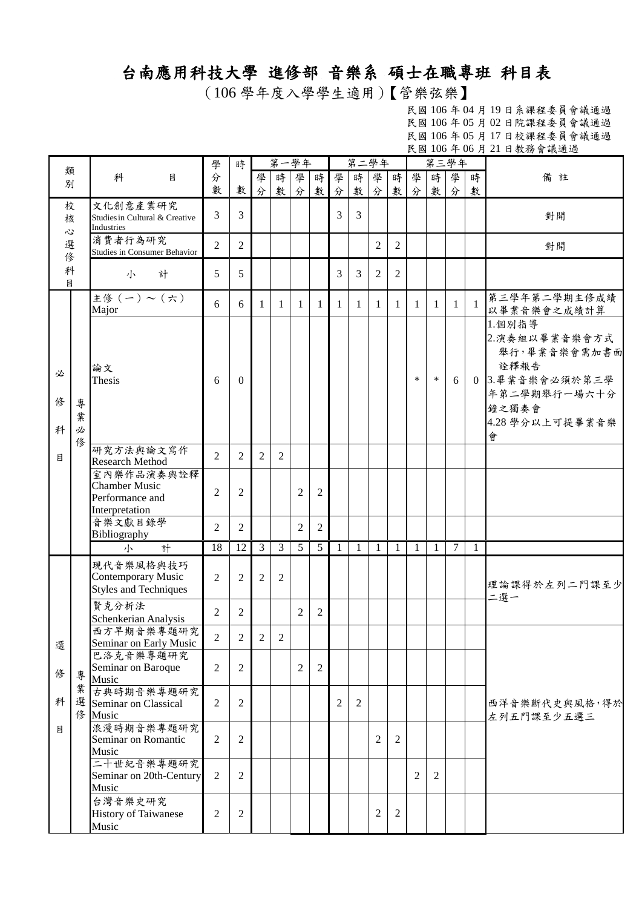# 台南應用科技大學 進修部 音樂系 碩士在職專班 科目表

（106 學年度入學學生適用）【管樂弦樂】

民國 106 年 04 月 19 日系課程委員會議通過
民國 106 年 05 月 02 日院課程委員會議通過
民國 106 年 05 月 17 日校課程委員會議通過
民國 106 年 06 月 21 日教務會議通過

| 類別 | | 科目 | 學分數 | 時數 | 第一學年 | | | | 第二學年 | | | | 第三學年 | | | | 備註 |
|---|---|---|---|---|---|---|---|---|---|---|---|---|---|---|---|---|---|
| | | | | | 學分 | 時數 | 學分 | 時數 | 學分 | 時數 | 學分 | 時數 | 學分 | 時數 | 學分 | 時數 | |
| 校核心選修科目 | | 文化創意產業研究 Studies in Cultural & Creative Industries | 3 | 3 | | | | | 3 | 3 | | | | | | | 對開 |
| | | 消費者行為研究 Studies in Consumer Behavior | 2 | 2 | | | | | | | 2 | 2 | | | | | 對開 |
| | | 小計 | 5 | 5 | | | | | 3 | 3 | 2 | 2 | | | | | |
| 必修科目 | 專業必修 | 主修（一）～（六） Major | 6 | 6 | 1 | 1 | 1 | 1 | 1 | 1 | 1 | 1 | 1 | 1 | 1 | 1 | 第三學年第二學期主修成績以畢業音樂會之成績計算 |
| | | 論文 Thesis | 6 | 0 | | | | | | | | | * | * | 6 | 0 | 1.個別指導<br>2.演奏組以畢業音樂會方式舉行，畢業音樂會需加書面詮釋報告<br>3.畢業音樂會必須於第三學年第二學期舉行一場六十分鐘之獨奏會<br>4.28 學分以上可提畢業音樂會 |
| | | 研究方法與論文寫作 Research Method | 2 | 2 | 2 | 2 | | | | | | | | | | | |
| | | 室內樂作品演奏與詮釋 Chamber Music Performance and Interpretation | 2 | 2 | | | 2 | 2 | | | | | | | | | |
| | | 音樂文獻目錄學 Bibliography | 2 | 2 | | | 2 | 2 | | | | | | | | | |
| | | 小計 | 18 | 12 | 3 | 3 | 5 | 5 | 1 | 1 | 1 | 1 | 1 | 1 | 7 | 1 | |
| 選修科目 | 專業選修 | 現代音樂風格與技巧 Contemporary Music Styles and Techniques | 2 | 2 | 2 | 2 | | | | | | | | | | | 理論課得於左列二門課至少二選一 |
| | | 賢克分析法 Schenkerian Analysis | 2 | 2 | | | 2 | 2 | | | | | | | | | |
| | | 西方早期音樂專題研究 Seminar on Early Music | 2 | 2 | 2 | 2 | | | | | | | | | | | 西洋音樂斷代史與風格，得於左列五門課至少五選三 |
| | | 巴洛克音樂專題研究 Seminar on Baroque Music | 2 | 2 | | | 2 | 2 | | | | | | | | | |
| | | 古典時期音樂專題研究 Seminar on Classical Music | 2 | 2 | | | | | 2 | 2 | | | | | | | |
| | | 浪漫時期音樂專題研究 Seminar on Romantic Music | 2 | 2 | | | | | | | 2 | 2 | | | | | |
| | | 二十世紀音樂專題研究 Seminar on 20th-Century Music | 2 | 2 | | | | | | | | | 2 | 2 | | | |
| | | 台灣音樂史研究 History of Taiwanese Music | 2 | 2 | | | | | | | 2 | 2 | | | | | |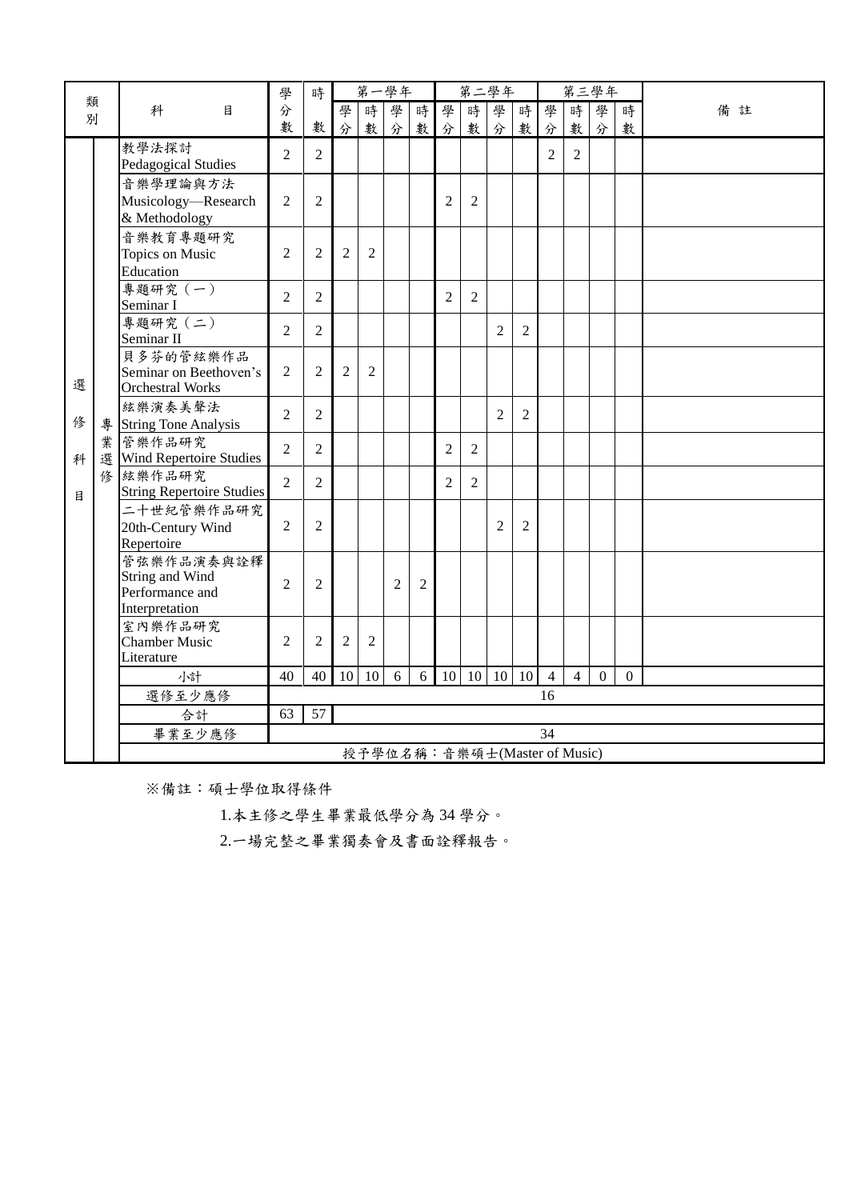| 類別 | | 科目 | 學分數 | 時數 | 第一學年 | | | | 第二學年 | | | | 第三學年 | | | | 備註 |
|---|---|---|---|---|---|---|---|---|---|---|---|---|---|---|---|---|---|
| | | | | | 學分 | 時數 | 學分 | 時數 | 學分 | 時數 | 學分 | 時數 | 學分 | 時數 | 學分 | 時數 | |
| 選修科目 | 專業選修 | 教學法探討 Pedagogical Studies | 2 | 2 | | | | | | | | | 2 | 2 | | | |
| | | 音樂學理論與方法 Musicology—Research & Methodology | 2 | 2 | | | | | 2 | 2 | | | | | | | |
| | | 音樂教育專題研究 Topics on Music Education | 2 | 2 | 2 | 2 | | | | | | | | | | | |
| | | 專題研究（一） Seminar I | 2 | 2 | | | | | 2 | 2 | | | | | | | |
| | | 專題研究（二） Seminar II | 2 | 2 | | | | | | | 2 | 2 | | | | | |
| | | 貝多芬的管絃樂作品 Seminar on Beethoven's Orchestral Works | 2 | 2 | 2 | 2 | | | | | | | | | | | |
| | | 絃樂演奏美聲法 String Tone Analysis | 2 | 2 | | | | | | | 2 | 2 | | | | | |
| | | 管樂作品研究 Wind Repertoire Studies | 2 | 2 | | | | | 2 | 2 | | | | | | | |
| | | 絃樂作品研究 String Repertoire Studies | 2 | 2 | | | | | 2 | 2 | | | | | | | |
| | | 二十世紀管樂作品研究 20th-Century Wind Repertoire | 2 | 2 | | | | | | | 2 | 2 | | | | | |
| | | 管弦樂作品演奏與詮釋 String and Wind Performance and Interpretation | 2 | 2 | | | 2 | 2 | | | | | | | | | |
| | | 室內樂作品研究 Chamber Music Literature | 2 | 2 | 2 | 2 | | | | | | | | | | | |
| | | 小計 | 40 | 40 | 10 | 10 | 6 | 6 | 10 | 10 | 10 | 10 | 4 | 4 | 0 | 0 | |
| | | 選修至少應修 | 16 | | | | | | | | | | | | | | |
| | | 合計 | 63 | 57 | | | | | | | | | | | | | |
| | | 畢業至少應修 | 34 | | | | | | | | | | | | | | |
| | | 授予學位名稱：音樂碩士(Master of Music) | | | | | | | | | | | | | | | |

※備註：碩士學位取得條件

1.本主修之學生畢業最低學分為 34 學分。

2.一場完整之畢業獨奏會及書面詮釋報告。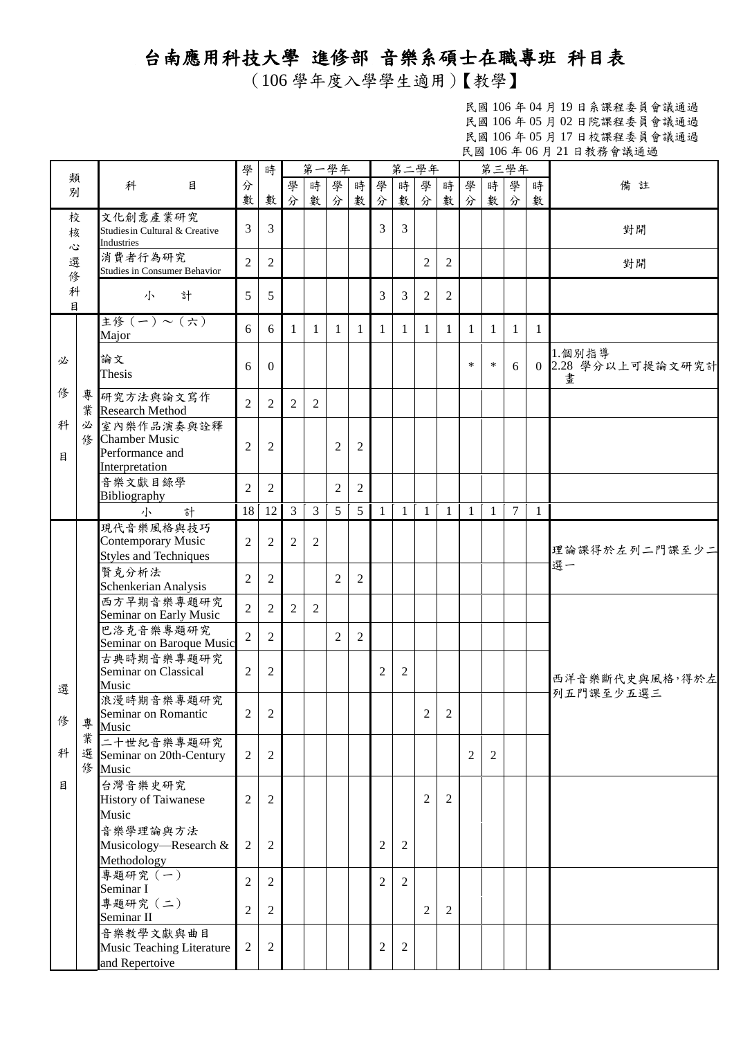# 台南應用科技大學 進修部 音樂系碩士在職專班 科目表

（106 學年度入學學生適用）【教學】

民國 106 年 04 月 19 日系課程委員會議通過
民國 106 年 05 月 02 日院課程委員會議通過
民國 106 年 05 月 17 日校課程委員會議通過
民國 106 年 06 月 21 日教務會議通過

| 類別 | | 科目 | 學分數 | 時數 | 第一學年 | | | | 第二學年 | | | | 第三學年 | | | | 備註 |
|---|---|---|---|---|---|---|---|---|---|---|---|---|---|---|---|---|---|
| | | | | | 學分 | 時數 | 學分 | 時數 | 學分 | 時數 | 學分 | 時數 | 學分 | 時數 | 學分 | 時數 | |
| 校核心選修科目 | | 文化創意產業研究 Studies in Cultural & Creative Industries | 3 | 3 | | | | | 3 | 3 | | | | | | | 對開 |
| | | 消費者行為研究 Studies in Consumer Behavior | 2 | 2 | | | | | | | 2 | 2 | | | | | 對開 |
| | | 小計 | 5 | 5 | | | | | 3 | 3 | 2 | 2 | | | | | |
| 必修科目 | 專業必修 | 主修（一）～（六） Major | 6 | 6 | 1 | 1 | 1 | 1 | 1 | 1 | 1 | 1 | 1 | 1 | 1 | 1 | |
| | | 論文 Thesis | 6 | 0 | | | | | | | | | * | * | 6 | 0 | 1.個別指導 2.28 學分以上可提論文研究計畫 |
| | | 研究方法與論文寫作 Research Method | 2 | 2 | 2 | 2 | | | | | | | | | | | |
| | | 室內樂作品演奏與詮釋 Chamber Music Performance and Interpretation | 2 | 2 | | | 2 | 2 | | | | | | | | | |
| | | 音樂文獻目錄學 Bibliography | 2 | 2 | | | 2 | 2 | | | | | | | | | |
| | | 小計 | 18 | 12 | 3 | 3 | 5 | 5 | 1 | 1 | 1 | 1 | 1 | 1 | 7 | 1 | |
| 選修科目 | 專業選修 | 現代音樂風格與技巧 Contemporary Music Styles and Techniques | 2 | 2 | 2 | 2 | | | | | | | | | | | 理論課得於左列二門課至少二選一 |
| | | 賢克分析法 Schenkerian Analysis | 2 | 2 | | | 2 | 2 | | | | | | | | | |
| | | 西方早期音樂專題研究 Seminar on Early Music | 2 | 2 | 2 | 2 | | | | | | | | | | | 西洋音樂斷代史與風格，得於左列五門課至少五選三 |
| | | 巴洛克音樂專題研究 Seminar on Baroque Music | 2 | 2 | | | 2 | 2 | | | | | | | | | |
| | | 古典時期音樂專題研究 Seminar on Classical Music | 2 | 2 | | | | | 2 | 2 | | | | | | | |
| | | 浪漫時期音樂專題研究 Seminar on Romantic Music | 2 | 2 | | | | | | | 2 | 2 | | | | | |
| | | 二十世紀音樂專題研究 Seminar on 20th-Century Music | 2 | 2 | | | | | | | | | 2 | 2 | | | |
| | | 台灣音樂史研究 History of Taiwanese Music | 2 | 2 | | | | | | | 2 | 2 | | | | | |
| | | 音樂學理論與方法 Musicology—Research & Methodology | 2 | 2 | | | | | 2 | 2 | | | | | | | |
| | | 專題研究（一） Seminar I | 2 | 2 | | | | | 2 | 2 | | | | | | | |
| | | 專題研究（二） Seminar II | 2 | 2 | | | | | | | 2 | 2 | | | | | |
| | | 音樂教學文獻與曲目 Music Teaching Literature and Repertoive | 2 | 2 | | | | | 2 | 2 | | | | | | | |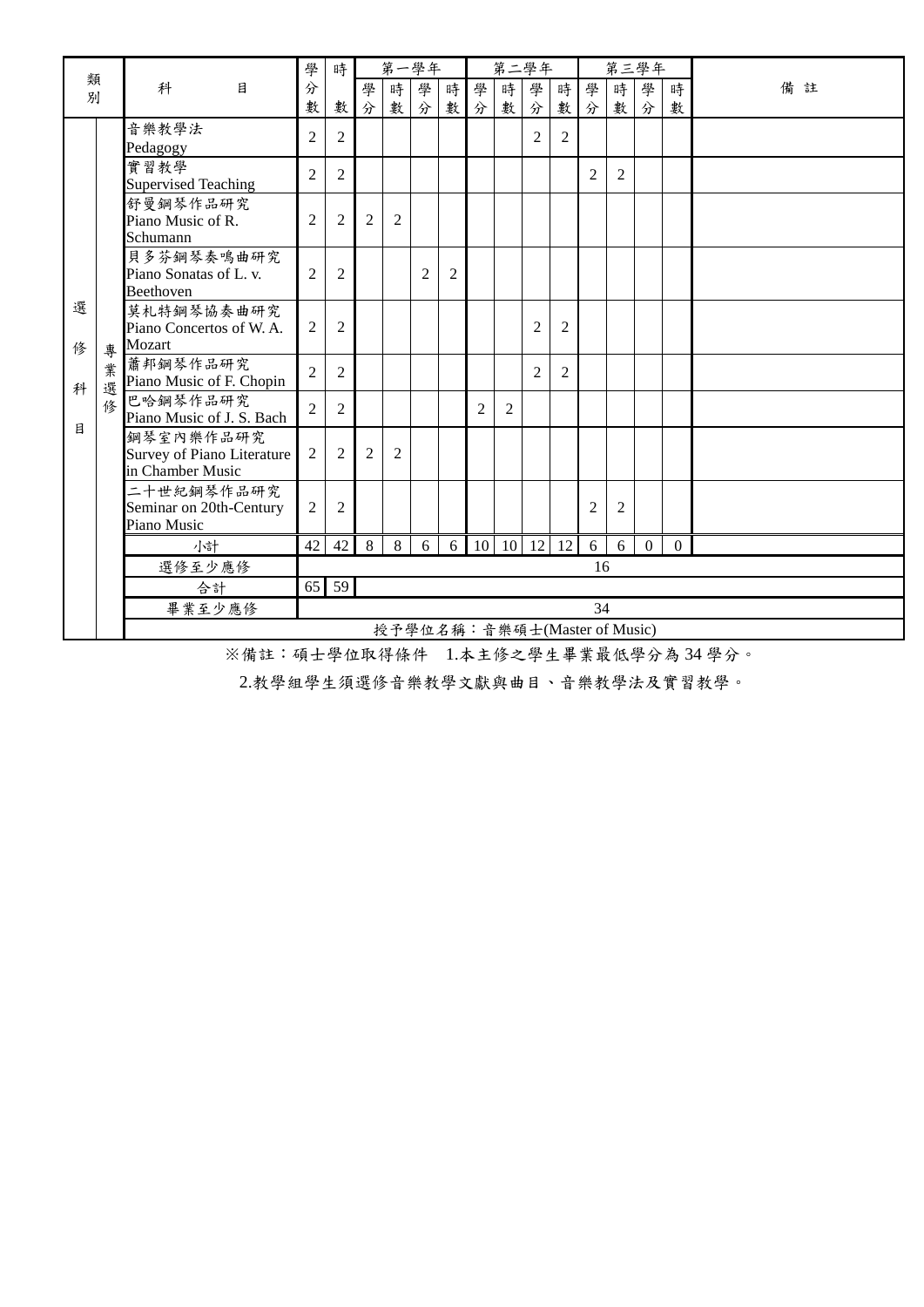| 類別 | | 科目 | 學分數 | 時數 | 第一學年 | | | | 第二學年 | | | | 第三學年 | | | | 備註 |
|---|---|---|---|---|---|---|---|---|---|---|---|---|---|---|---|---|---|
| | | | | | 學分 | 時數 | 學分 | 時數 | 學分 | 時數 | 學分 | 時數 | 學分 | 時數 | 學分 | 時數 | |
| 選修科目 | 專業選修 | 音樂教學法<br>Pedagogy | 2 | 2 | | | | | | | 2 | 2 | | | | | |
| | | 實習教學<br>Supervised Teaching | 2 | 2 | | | | | | | | | 2 | 2 | | | |
| | | 舒曼鋼琴作品研究<br>Piano Music of R. Schumann | 2 | 2 | 2 | 2 | | | | | | | | | | | |
| | | 貝多芬鋼琴奏鳴曲研究<br>Piano Sonatas of L. v. Beethoven | 2 | 2 | | | 2 | 2 | | | | | | | | | |
| | | 莫札特鋼琴協奏曲研究<br>Piano Concertos of W. A. Mozart | 2 | 2 | | | | | | | 2 | 2 | | | | | |
| | | 蕭邦鋼琴作品研究<br>Piano Music of F. Chopin | 2 | 2 | | | | | | | 2 | 2 | | | | | |
| | | 巴哈鋼琴作品研究<br>Piano Music of J. S. Bach | 2 | 2 | | | | | 2 | 2 | | | | | | | |
| | | 鋼琴室內樂作品研究<br>Survey of Piano Literature in Chamber Music | 2 | 2 | 2 | 2 | | | | | | | | | | | |
| | | 二十世紀鋼琴作品研究<br>Seminar on 20th-Century Piano Music | 2 | 2 | | | | | | | | | 2 | 2 | | | |
| | | 小計 | 42 | 42 | 8 | 8 | 6 | 6 | 10 | 10 | 12 | 12 | 6 | 6 | 0 | 0 | |
| | | 選修至少應修 | 16 | | | | | | | | | | | | | | |
| | | 合計 | 65 | 59 | | | | | | | | | | | | | |
| | | 畢業至少應修 | 34 | | | | | | | | | | | | | | |
| | | 授予學位名稱：音樂碩士(Master of Music) | | | | | | | | | | | | | | | |

※備註：碩士學位取得條件　1.本主修之學生畢業最低學分為 34 學分。

2.教學組學生須選修音樂教學文獻與曲目、音樂教學法及實習教學。